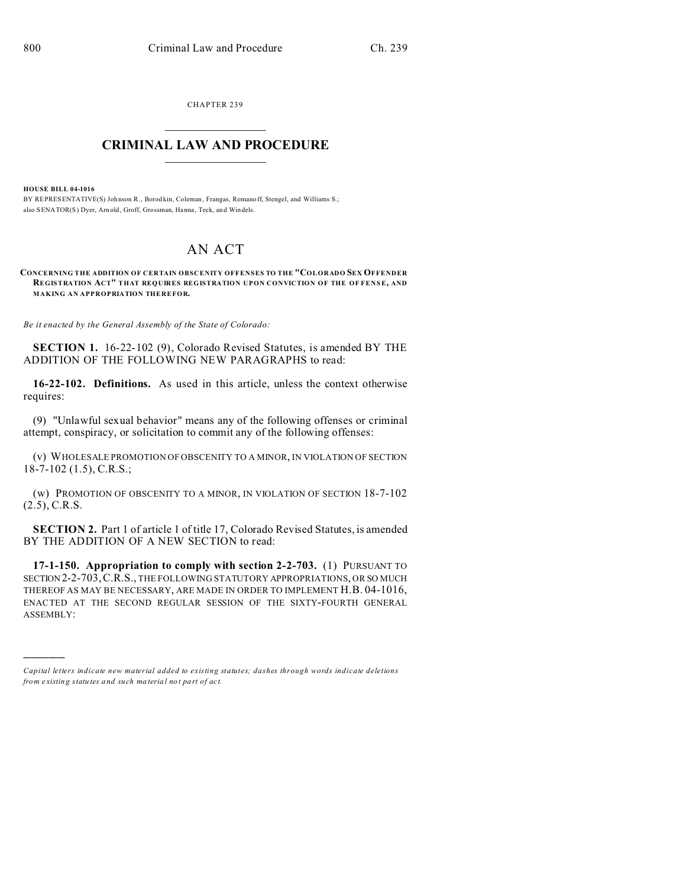CHAPTER 239

# CRIMINAL LAW AND PROCEDURE

**HOUSE BILL 04-1016**

BY REPRESENTATIVE(S) Johnson R., Borodkin, Coleman, Frangas, Romanoff, Stengel, and Williams S.; also SENATOR(S) Dyer, Arnold, Groff, Grossman, Hanna, Teck, and Windels.

## AN ACT

**CONCERNING THE ADDITION OF CERTAIN OBSCENITY OFFENSES TO THE "COLORADO SEX OFFENDER REGISTRATION ACT" THAT REQUIRES REGISTRATION UPON CONVICTION OF THE OFFENSE, AND MAKING AN APPROPRIATION THEREFOR.**

*Be it enacted by the General Assembly of the State of Colorado:*

**SECTION 1.** 16-22-102 (9), Colorado Revised Statutes, is amended BY THE ADDITION OF THE FOLLOWING NEW PARAGRAPHS to read:

**16-22-102. Definitions.** As used in this article, unless the context otherwise requires:

(9) "Unlawful sexual behavior" means any of the following offenses or criminal attempt, conspiracy, or solicitation to commit any of the following offenses:

(v) WHOLESALE PROMOTION OF OBSCENITY TO A MINOR, IN VIOLATION OF SECTION 18-7-102 (1.5), C.R.S.;

(w) PROMOTION OF OBSCENITY TO A MINOR, IN VIOLATION OF SECTION 18-7-102 (2.5), C.R.S.

**SECTION 2.** Part 1 of article 1 of title 17, Colorado Revised Statutes, is amended BY THE ADDITION OF A NEW SECTION to read:

**17-1-150. Appropriation to comply with section 2-2-703.** (1) PURSUANT TO SECTION 2-2-703, C.R.S., THE FOLLOWING STATUTORY APPROPRIATIONS, OR SO MUCH THEREOF AS MAY BE NECESSARY, ARE MADE IN ORDER TO IMPLEMENT H.B. 04-1016, ENACTED AT THE SECOND REGULAR SESSION OF THE SIXTY-FOURTH GENERAL ASSEMBLY:

---

*Capital letters indicate new material added to existing statutes; dashes through words indicate deletions from existing statutes and such material not part of act.*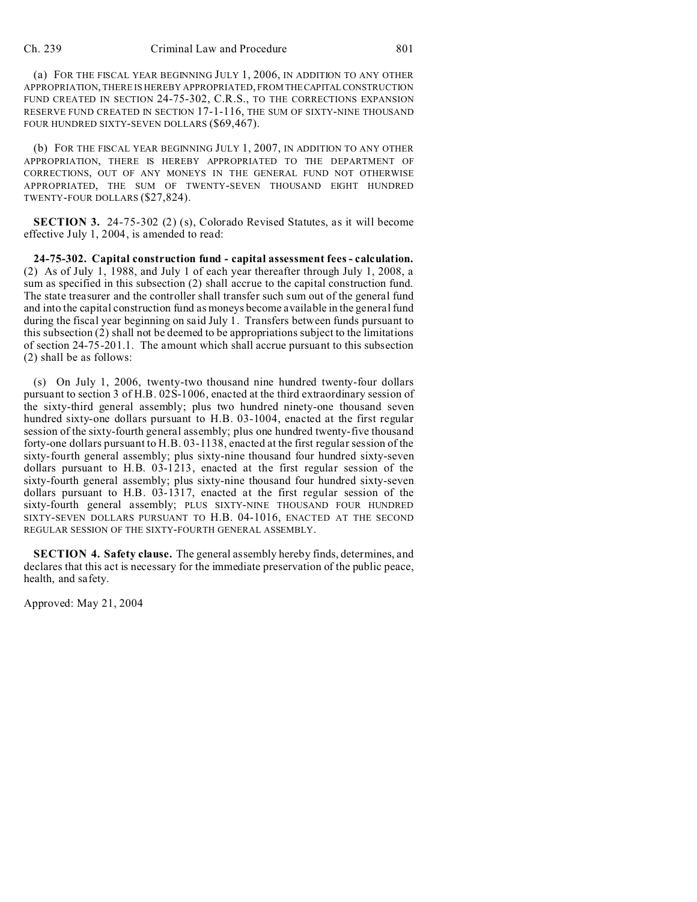(a) FOR THE FISCAL YEAR BEGINNING JULY 1, 2006, IN ADDITION TO ANY OTHER APPROPRIATION, THERE IS HEREBY APPROPRIATED, FROM THE CAPITAL CONSTRUCTION FUND CREATED IN SECTION 24-75-302, C.R.S., TO THE CORRECTIONS EXPANSION RESERVE FUND CREATED IN SECTION 17-1-116, THE SUM OF SIXTY-NINE THOUSAND FOUR HUNDRED SIXTY-SEVEN DOLLARS ($69,467).

(b) FOR THE FISCAL YEAR BEGINNING JULY 1, 2007, IN ADDITION TO ANY OTHER APPROPRIATION, THERE IS HEREBY APPROPRIATED TO THE DEPARTMENT OF CORRECTIONS, OUT OF ANY MONEYS IN THE GENERAL FUND NOT OTHERWISE APPROPRIATED, THE SUM OF TWENTY-SEVEN THOUSAND EIGHT HUNDRED TWENTY-FOUR DOLLARS ($27,824).

**SECTION 3.** 24-75-302 (2) (s), Colorado Revised Statutes, as it will become effective July 1, 2004, is amended to read:

**24-75-302. Capital construction fund - capital assessment fees - calculation.** (2) As of July 1, 1988, and July 1 of each year thereafter through July 1, 2008, a sum as specified in this subsection (2) shall accrue to the capital construction fund. The state treasurer and the controller shall transfer such sum out of the general fund and into the capital construction fund as moneys become available in the general fund during the fiscal year beginning on said July 1. Transfers between funds pursuant to this subsection (2) shall not be deemed to be appropriations subject to the limitations of section 24-75-201.1. The amount which shall accrue pursuant to this subsection (2) shall be as follows:

(s) On July 1, 2006, twenty-two thousand nine hundred twenty-four dollars pursuant to section 3 of H.B. 02S-1006, enacted at the third extraordinary session of the sixty-third general assembly; plus two hundred ninety-one thousand seven hundred sixty-one dollars pursuant to H.B. 03-1004, enacted at the first regular session of the sixty-fourth general assembly; plus one hundred twenty-five thousand forty-one dollars pursuant to H.B. 03-1138, enacted at the first regular session of the sixty-fourth general assembly; plus sixty-nine thousand four hundred sixty-seven dollars pursuant to H.B. 03-1213, enacted at the first regular session of the sixty-fourth general assembly; plus sixty-nine thousand four hundred sixty-seven dollars pursuant to H.B. 03-1317, enacted at the first regular session of the sixty-fourth general assembly; PLUS SIXTY-NINE THOUSAND FOUR HUNDRED SIXTY-SEVEN DOLLARS PURSUANT TO H.B. 04-1016, ENACTED AT THE SECOND REGULAR SESSION OF THE SIXTY-FOURTH GENERAL ASSEMBLY.

**SECTION 4. Safety clause.** The general assembly hereby finds, determines, and declares that this act is necessary for the immediate preservation of the public peace, health, and safety.

Approved: May 21, 2004